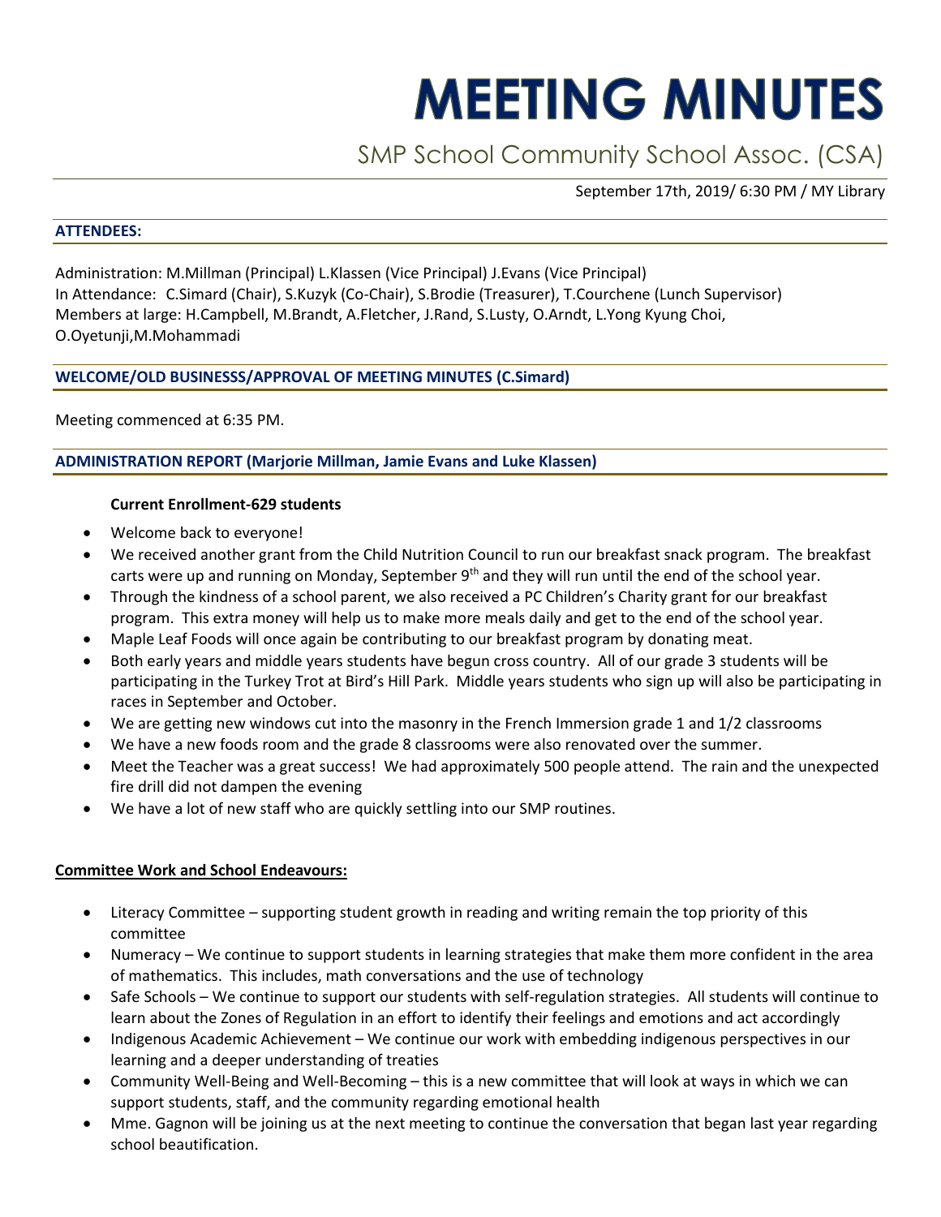# MEETING MINUTES

## SMP School Community School Assoc. (CSA)

September 17th, 2019/ 6:30 PM / MY Library

### ATTENDEES:

Administration: M.Millman (Principal) L.Klassen (Vice Principal) J.Evans (Vice Principal)
In Attendance: C.Simard (Chair), S.Kuzyk (Co-Chair), S.Brodie (Treasurer), T.Courchene (Lunch Supervisor)
Members at large: H.Campbell, M.Brandt, A.Fletcher, J.Rand, S.Lusty, O.Arndt, L.Yong Kyung Choi, O.Oyetunji,M.Mohammadi

### WELCOME/OLD BUSINESSS/APPROVAL OF MEETING MINUTES (C.Simard)

Meeting commenced at 6:35 PM.

### ADMINISTRATION REPORT (Marjorie Millman, Jamie Evans and Luke Klassen)

**Current Enrollment-629 students**

- Welcome back to everyone!
- We received another grant from the Child Nutrition Council to run our breakfast snack program. The breakfast carts were up and running on Monday, September 9th and they will run until the end of the school year.
- Through the kindness of a school parent, we also received a PC Children's Charity grant for our breakfast program. This extra money will help us to make more meals daily and get to the end of the school year.
- Maple Leaf Foods will once again be contributing to our breakfast program by donating meat.
- Both early years and middle years students have begun cross country. All of our grade 3 students will be participating in the Turkey Trot at Bird's Hill Park. Middle years students who sign up will also be participating in races in September and October.
- We are getting new windows cut into the masonry in the French Immersion grade 1 and 1/2 classrooms
- We have a new foods room and the grade 8 classrooms were also renovated over the summer.
- Meet the Teacher was a great success! We had approximately 500 people attend. The rain and the unexpected fire drill did not dampen the evening
- We have a lot of new staff who are quickly settling into our SMP routines.

**Committee Work and School Endeavours:**

- Literacy Committee – supporting student growth in reading and writing remain the top priority of this committee
- Numeracy – We continue to support students in learning strategies that make them more confident in the area of mathematics. This includes, math conversations and the use of technology
- Safe Schools – We continue to support our students with self-regulation strategies. All students will continue to learn about the Zones of Regulation in an effort to identify their feelings and emotions and act accordingly
- Indigenous Academic Achievement – We continue our work with embedding indigenous perspectives in our learning and a deeper understanding of treaties
- Community Well-Being and Well-Becoming – this is a new committee that will look at ways in which we can support students, staff, and the community regarding emotional health
- Mme. Gagnon will be joining us at the next meeting to continue the conversation that began last year regarding school beautification.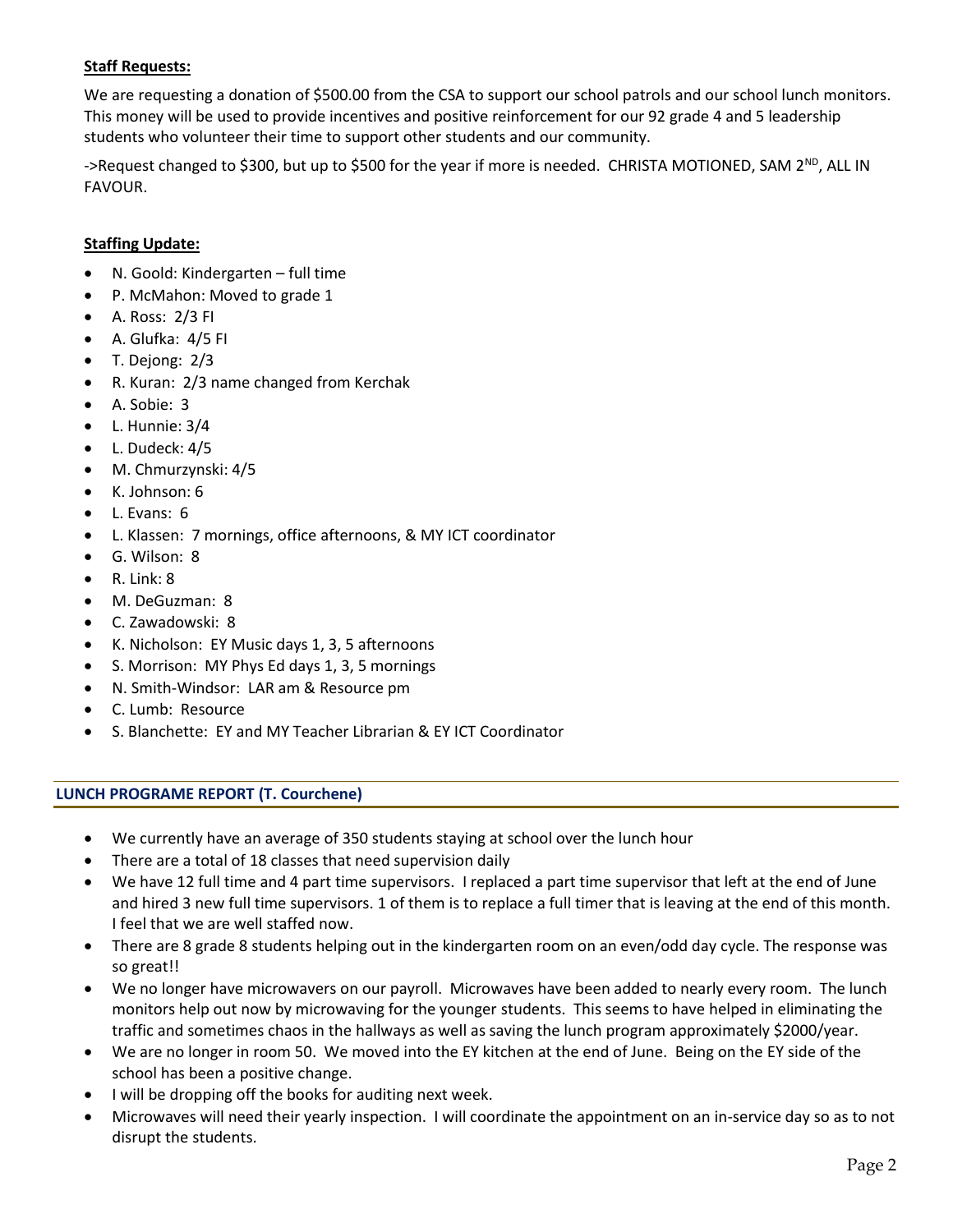**Staff Requests:**

We are requesting a donation of $500.00 from the CSA to support our school patrols and our school lunch monitors. This money will be used to provide incentives and positive reinforcement for our 92 grade 4 and 5 leadership students who volunteer their time to support other students and our community.

->Request changed to $300, but up to $500 for the year if more is needed. CHRISTA MOTIONED, SAM 2ND, ALL IN FAVOUR.

**Staffing Update:**

- N. Goold: Kindergarten – full time
- P. McMahon: Moved to grade 1
- A. Ross: 2/3 FI
- A. Glufka: 4/5 FI
- T. Dejong: 2/3
- R. Kuran: 2/3 name changed from Kerchak
- A. Sobie: 3
- L. Hunnie: 3/4
- L. Dudeck: 4/5
- M. Chmurzynski: 4/5
- K. Johnson: 6
- L. Evans: 6
- L. Klassen: 7 mornings, office afternoons, & MY ICT coordinator
- G. Wilson: 8
- R. Link: 8
- M. DeGuzman: 8
- C. Zawadowski: 8
- K. Nicholson: EY Music days 1, 3, 5 afternoons
- S. Morrison: MY Phys Ed days 1, 3, 5 mornings
- N. Smith-Windsor: LAR am & Resource pm
- C. Lumb: Resource
- S. Blanchette: EY and MY Teacher Librarian & EY ICT Coordinator

## LUNCH PROGRAME REPORT (T. Courchene)

- We currently have an average of 350 students staying at school over the lunch hour
- There are a total of 18 classes that need supervision daily
- We have 12 full time and 4 part time supervisors. I replaced a part time supervisor that left at the end of June and hired 3 new full time supervisors. 1 of them is to replace a full timer that is leaving at the end of this month. I feel that we are well staffed now.
- There are 8 grade 8 students helping out in the kindergarten room on an even/odd day cycle. The response was so great!!
- We no longer have microwavers on our payroll. Microwaves have been added to nearly every room. The lunch monitors help out now by microwaving for the younger students. This seems to have helped in eliminating the traffic and sometimes chaos in the hallways as well as saving the lunch program approximately $2000/year.
- We are no longer in room 50. We moved into the EY kitchen at the end of June. Being on the EY side of the school has been a positive change.
- I will be dropping off the books for auditing next week.
- Microwaves will need their yearly inspection. I will coordinate the appointment on an in-service day so as to not disrupt the students.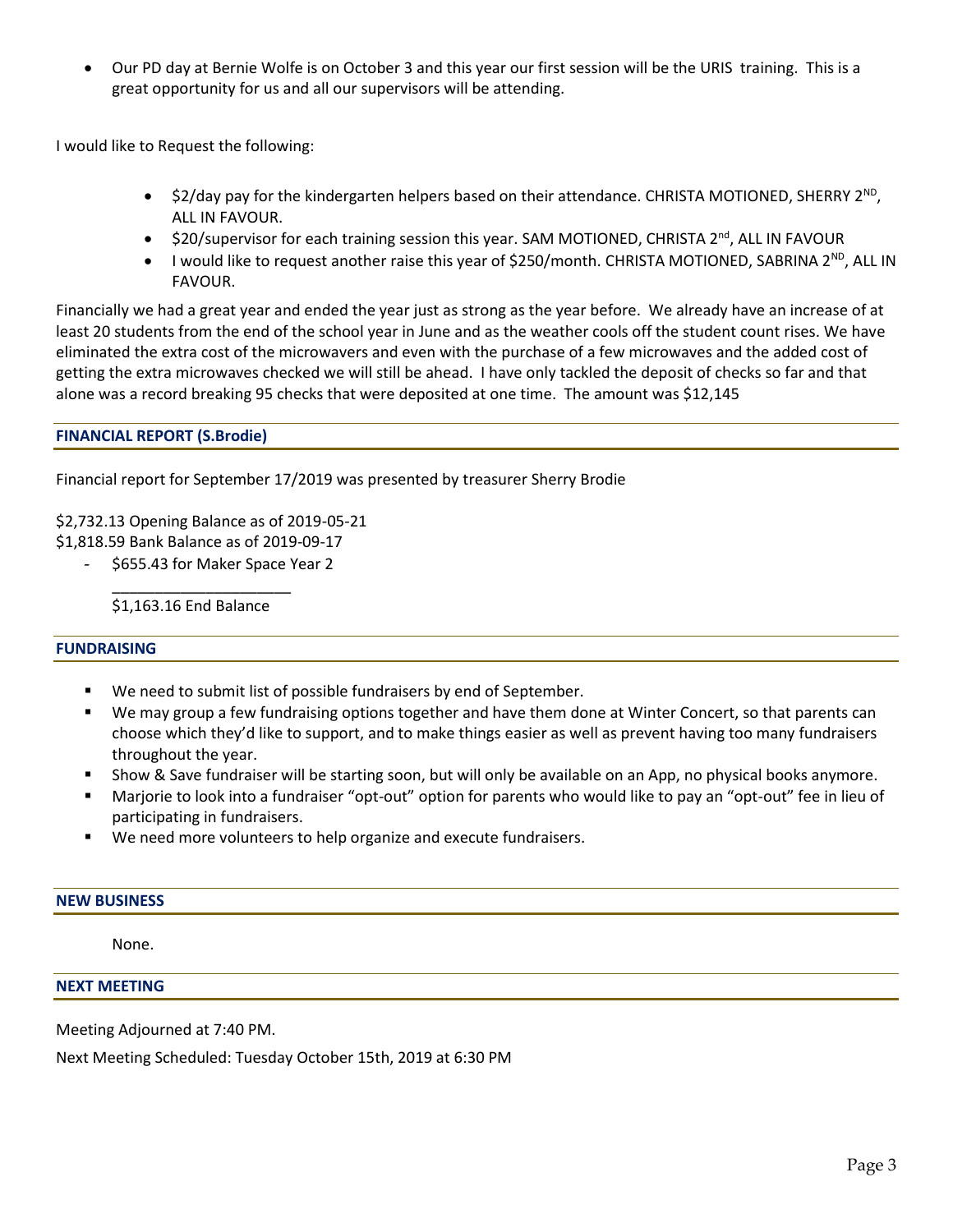- Our PD day at Bernie Wolfe is on October 3 and this year our first session will be the URIS training. This is a great opportunity for us and all our supervisors will be attending.

I would like to Request the following:

- $2/day pay for the kindergarten helpers based on their attendance. CHRISTA MOTIONED, SHERRY 2ND, ALL IN FAVOUR.
- $20/supervisor for each training session this year. SAM MOTIONED, CHRISTA 2nd, ALL IN FAVOUR
- I would like to request another raise this year of $250/month. CHRISTA MOTIONED, SABRINA 2ND, ALL IN FAVOUR.

Financially we had a great year and ended the year just as strong as the year before. We already have an increase of at least 20 students from the end of the school year in June and as the weather cools off the student count rises. We have eliminated the extra cost of the microwavers and even with the purchase of a few microwaves and the added cost of getting the extra microwaves checked we will still be ahead. I have only tackled the deposit of checks so far and that alone was a record breaking 95 checks that were deposited at one time. The amount was $12,145

## FINANCIAL REPORT (S.Brodie)

Financial report for September 17/2019 was presented by treasurer Sherry Brodie

$2,732.13 Opening Balance as of 2019-05-21
$1,818.59 Bank Balance as of 2019-09-17

- $655.43 for Maker Space Year 2

  ____________________

  $1,163.16 End Balance

## FUNDRAISING

- We need to submit list of possible fundraisers by end of September.
- We may group a few fundraising options together and have them done at Winter Concert, so that parents can choose which they'd like to support, and to make things easier as well as prevent having too many fundraisers throughout the year.
- Show & Save fundraiser will be starting soon, but will only be available on an App, no physical books anymore.
- Marjorie to look into a fundraiser "opt-out" option for parents who would like to pay an "opt-out" fee in lieu of participating in fundraisers.
- We need more volunteers to help organize and execute fundraisers.

## NEW BUSINESS

None.

## NEXT MEETING

Meeting Adjourned at 7:40 PM.

Next Meeting Scheduled: Tuesday October 15th, 2019 at 6:30 PM